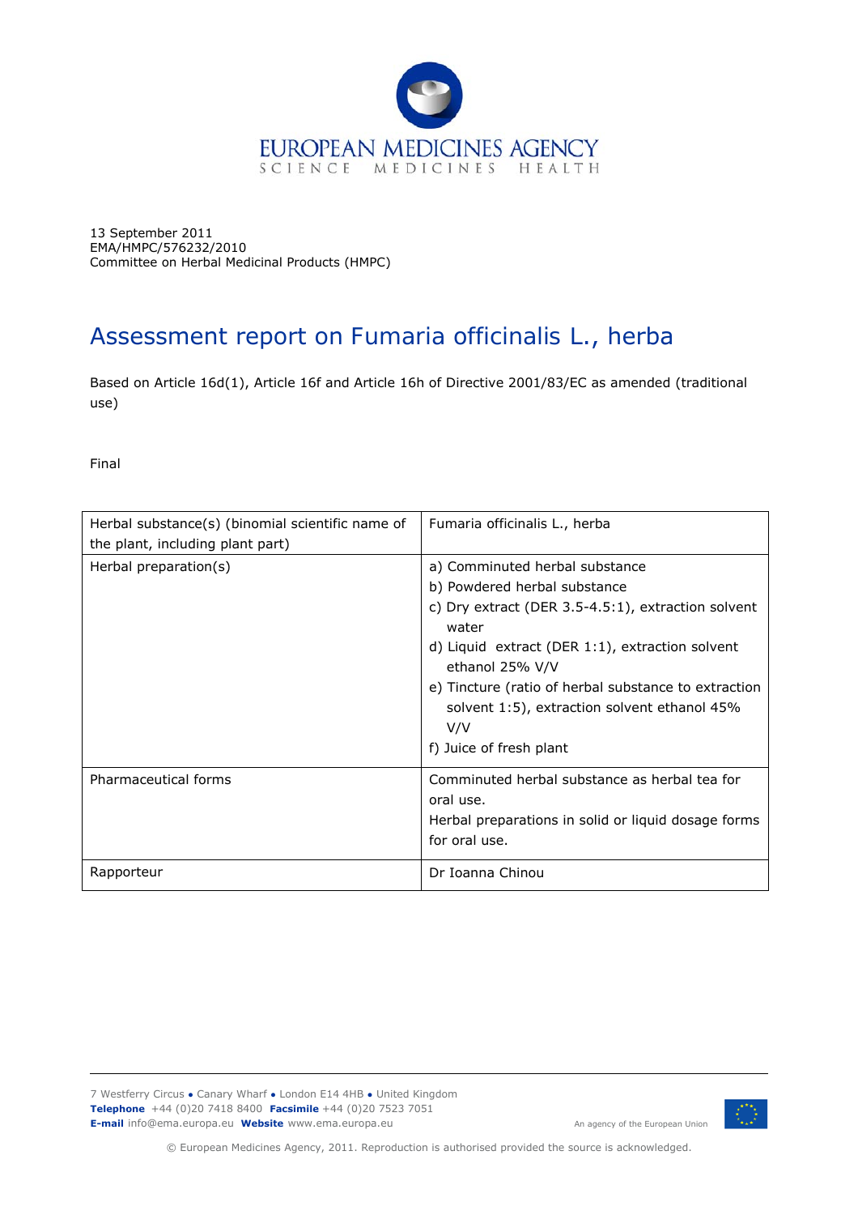EUROPEAN MEDICINES AGENCY
SCIENCE MEDICINES HEALTH

13 September 2011
EMA/HMPC/576232/2010
Committee on Herbal Medicinal Products (HMPC)

# Assessment report on Fumaria officinalis L., herba

Based on Article 16d(1), Article 16f and Article 16h of Directive 2001/83/EC as amended (traditional use)

Final

| Herbal substance(s) (binomial scientific name of the plant, including plant part) | Fumaria officinalis L., herba |
|---|---|
| Herbal preparation(s) | a) Comminuted herbal substance<br>b) Powdered herbal substance<br>c) Dry extract (DER 3.5-4.5:1), extraction solvent water<br>d) Liquid extract (DER 1:1), extraction solvent ethanol 25% V/V<br>e) Tincture (ratio of herbal substance to extraction solvent 1:5), extraction solvent ethanol 45% V/V<br>f) Juice of fresh plant |
| Pharmaceutical forms | Comminuted herbal substance as herbal tea for oral use.<br>Herbal preparations in solid or liquid dosage forms for oral use. |
| Rapporteur | Dr Ioanna Chinou |

7 Westferry Circus ● Canary Wharf ● London E14 4HB ● United Kingdom
**Telephone** +44 (0)20 7418 8400 **Facsimile** +44 (0)20 7523 7051
**E-mail** info@ema.europa.eu **Website** www.ema.europa.eu

An agency of the European Union

© European Medicines Agency, 2011. Reproduction is authorised provided the source is acknowledged.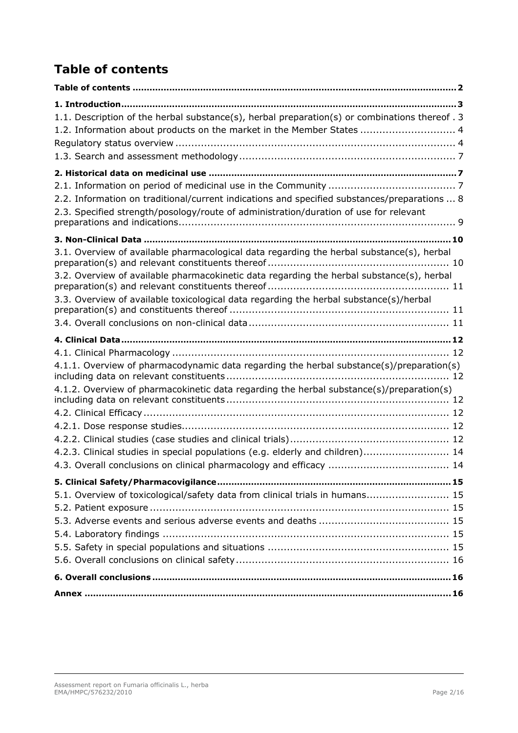# Table of contents

**Table of contents** ........................................................................ **2**

**1. Introduction** ........................................................................ **3**

1.1. Description of the herbal substance(s), herbal preparation(s) or combinations thereof . 3

1.2. Information about products on the market in the Member States ............................ 4

Regulatory status overview ........................................................................ 4

1.3. Search and assessment methodology ........................................................ 7

**2. Historical data on medicinal use** ........................................................ **7**

2.1. Information on period of medicinal use in the Community ........................................ 7

2.2. Information on traditional/current indications and specified substances/preparations ... 8

2.3. Specified strength/posology/route of administration/duration of use for relevant preparations and indications ........................................................................ 9

**3. Non-Clinical Data** ........................................................................ **10**

3.1. Overview of available pharmacological data regarding the herbal substance(s), herbal preparation(s) and relevant constituents thereof ........................................................ 10

3.2. Overview of available pharmacokinetic data regarding the herbal substance(s), herbal preparation(s) and relevant constituents thereof ........................................................ 11

3.3. Overview of available toxicological data regarding the herbal substance(s)/herbal preparation(s) and constituents thereof ........................................................ 11

3.4. Overall conclusions on non-clinical data ........................................................ 11

**4. Clinical Data** ........................................................................ **12**

4.1. Clinical Pharmacology ........................................................................ 12

4.1.1. Overview of pharmacodynamic data regarding the herbal substance(s)/preparation(s) including data on relevant constituents ........................................................ 12

4.1.2. Overview of pharmacokinetic data regarding the herbal substance(s)/preparation(s) including data on relevant constituents ........................................................ 12

4.2. Clinical Efficacy ........................................................................ 12

4.2.1. Dose response studies ........................................................................ 12

4.2.2. Clinical studies (case studies and clinical trials) ........................................................ 12

4.2.3. Clinical studies in special populations (e.g. elderly and children) ............................ 14

4.3. Overall conclusions on clinical pharmacology and efficacy ........................................ 14

**5. Clinical Safety/Pharmacovigilance** ........................................................ **15**

5.1. Overview of toxicological/safety data from clinical trials in humans ............................ 15

5.2. Patient exposure ........................................................................ 15

5.3. Adverse events and serious adverse events and deaths ........................................ 15

5.4. Laboratory findings ........................................................................ 15

5.5. Safety in special populations and situations ........................................................ 15

5.6. Overall conclusions on clinical safety ........................................................ 16

**6. Overall conclusions** ........................................................................ **16**

**Annex** ........................................................................ **16**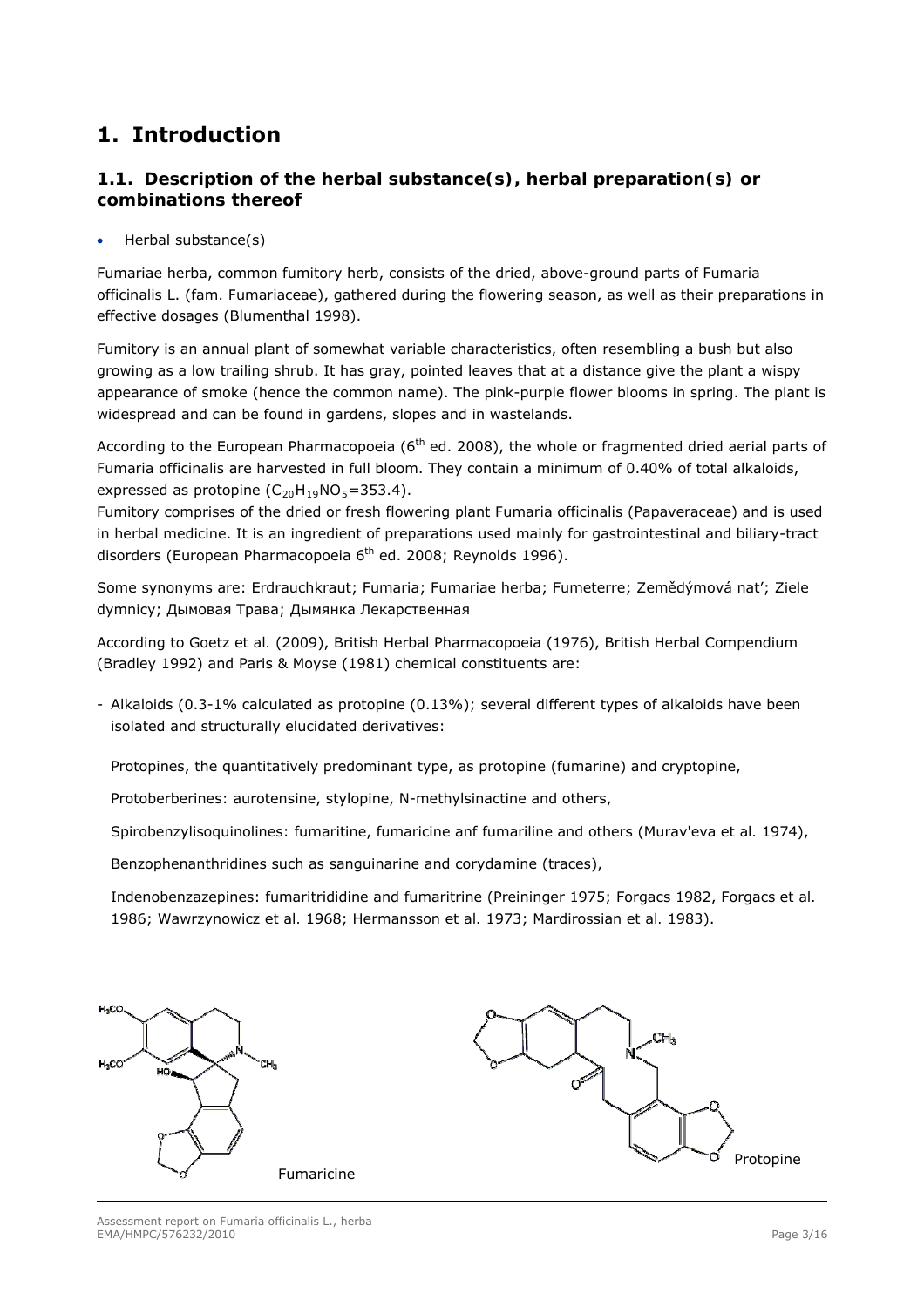# 1. Introduction

## 1.1. Description of the herbal substance(s), herbal preparation(s) or combinations thereof

- Herbal substance(s)

Fumariae herba, common fumitory herb, consists of the dried, above-ground parts of Fumaria officinalis L. (fam. Fumariaceae), gathered during the flowering season, as well as their preparations in effective dosages (Blumenthal 1998).

Fumitory is an annual plant of somewhat variable characteristics, often resembling a bush but also growing as a low trailing shrub. It has gray, pointed leaves that at a distance give the plant a wispy appearance of smoke (hence the common name). The pink-purple flower blooms in spring. The plant is widespread and can be found in gardens, slopes and in wastelands.

According to the European Pharmacopoeia (6[th] ed. 2008), the whole or fragmented dried aerial parts of Fumaria officinalis are harvested in full bloom. They contain a minimum of 0.40% of total alkaloids, expressed as protopine ($C_{20}H_{19}NO_5$=353.4).
Fumitory comprises of the dried or fresh flowering plant Fumaria officinalis (Papaveraceae) and is used in herbal medicine. It is an ingredient of preparations used mainly for gastrointestinal and biliary-tract disorders (European Pharmacopoeia 6[th] ed. 2008; Reynolds 1996).

Some synonyms are: Erdrauchkraut; Fumaria; Fumariae herba; Fumeterre; Zemědýmová nat'; Ziele dymnicy; Дымовая Трава; Дымянка Лекарственная

According to Goetz et al. (2009), British Herbal Pharmacopoeia (1976), British Herbal Compendium (Bradley 1992) and Paris & Moyse (1981) chemical constituents are:

- Alkaloids (0.3-1% calculated as protopine (0.13%); several different types of alkaloids have been isolated and structurally elucidated derivatives:

  Protopines, the quantitatively predominant type, as protopine (fumarine) and cryptopine,

  Protoberberines: aurotensine, stylopine, N-methylsinactine and others,

  Spirobenzylisoquinolines: fumaritine, fumaricine anf fumariline and others (Murav'eva et al. 1974),

  Benzophenanthridines such as sanguinarine and corydamine (traces),

  Indenobenzazepines: fumaritrididine and fumaritrine (Preininger 1975; Forgacs 1982, Forgacs et al. 1986; Wawrzynowicz et al. 1968; Hermansson et al. 1973; Mardirossian et al. 1983).

Fumaricine

Protopine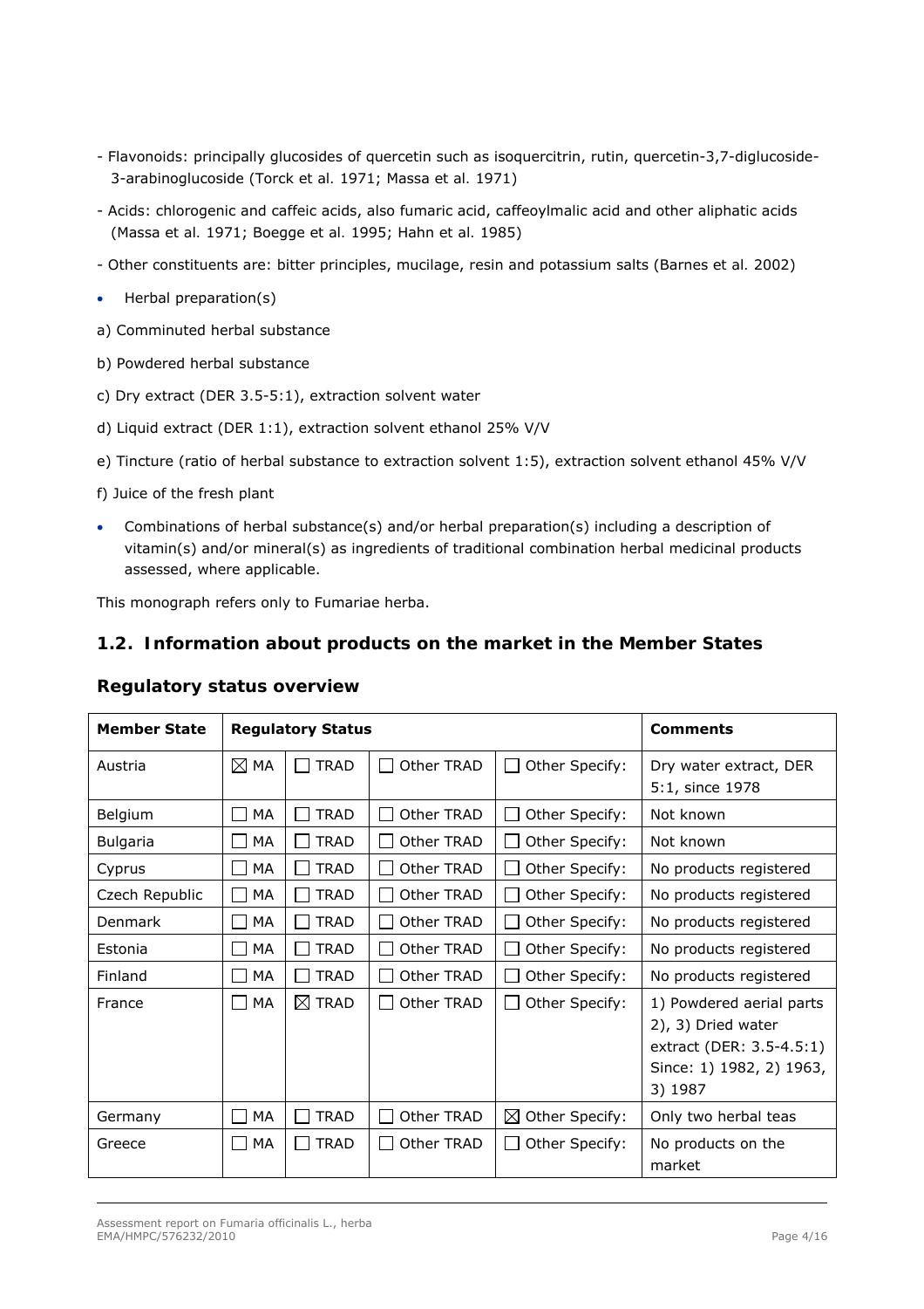- Flavonoids: principally glucosides of quercetin such as isoquercitrin, rutin, quercetin-3,7-diglucoside-3-arabinoglucoside (Torck et al. 1971; Massa et al. 1971)

- Acids: chlorogenic and caffeic acids, also fumaric acid, caffeoylmalic acid and other aliphatic acids (Massa et al. 1971; Boegge et al. 1995; Hahn et al. 1985)

- Other constituents are: bitter principles, mucilage, resin and potassium salts (Barnes et al. 2002)

- Herbal preparation(s)

a) Comminuted herbal substance

b) Powdered herbal substance

c) Dry extract (DER 3.5-5:1), extraction solvent water

d) Liquid extract (DER 1:1), extraction solvent ethanol 25% V/V

e) Tincture (ratio of herbal substance to extraction solvent 1:5), extraction solvent ethanol 45% V/V

f) Juice of the fresh plant

- Combinations of herbal substance(s) and/or herbal preparation(s) including a description of vitamin(s) and/or mineral(s) as ingredients of traditional combination herbal medicinal products assessed, where applicable.

This monograph refers only to Fumariae herba.

## 1.2. Information about products on the market in the Member States

### Regulatory status overview

| Member State | Regulatory Status | | | | Comments |
|---|---|---|---|---|---|
| Austria | ☒ MA | ☐ TRAD | ☐ Other TRAD | ☐ Other Specify: | Dry water extract, DER 5:1, since 1978 |
| Belgium | ☐ MA | ☐ TRAD | ☐ Other TRAD | ☐ Other Specify: | Not known |
| Bulgaria | ☐ MA | ☐ TRAD | ☐ Other TRAD | ☐ Other Specify: | Not known |
| Cyprus | ☐ MA | ☐ TRAD | ☐ Other TRAD | ☐ Other Specify: | No products registered |
| Czech Republic | ☐ MA | ☐ TRAD | ☐ Other TRAD | ☐ Other Specify: | No products registered |
| Denmark | ☐ MA | ☐ TRAD | ☐ Other TRAD | ☐ Other Specify: | No products registered |
| Estonia | ☐ MA | ☐ TRAD | ☐ Other TRAD | ☐ Other Specify: | No products registered |
| Finland | ☐ MA | ☐ TRAD | ☐ Other TRAD | ☐ Other Specify: | No products registered |
| France | ☐ MA | ☒ TRAD | ☐ Other TRAD | ☐ Other Specify: | 1) Powdered aerial parts 2), 3) Dried water extract (DER: 3.5-4.5:1) Since: 1) 1982, 2) 1963, 3) 1987 |
| Germany | ☐ MA | ☐ TRAD | ☐ Other TRAD | ☒ Other Specify: | Only two herbal teas |
| Greece | ☐ MA | ☐ TRAD | ☐ Other TRAD | ☐ Other Specify: | No products on the market |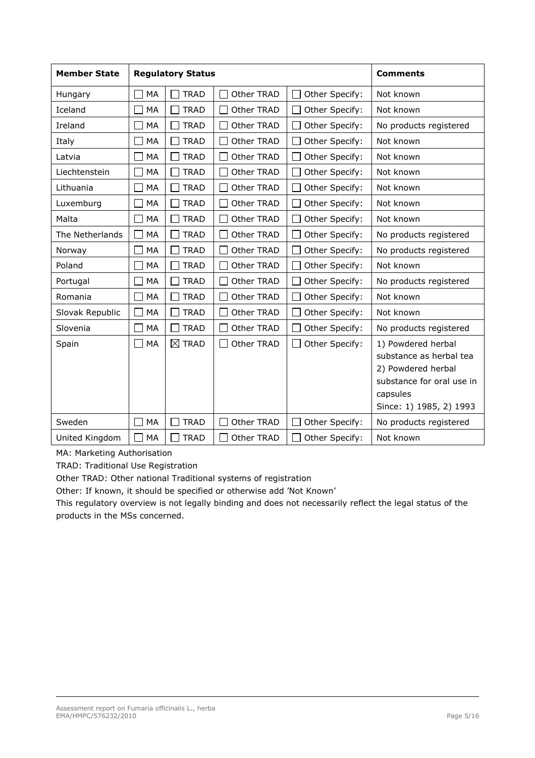| Member State | Regulatory Status | | | | Comments |
|---|---|---|---|---|---|
| Hungary | ☐ MA | ☐ TRAD | ☐ Other TRAD | ☐ Other Specify: | Not known |
| Iceland | ☐ MA | ☐ TRAD | ☐ Other TRAD | ☐ Other Specify: | Not known |
| Ireland | ☐ MA | ☐ TRAD | ☐ Other TRAD | ☐ Other Specify: | No products registered |
| Italy | ☐ MA | ☐ TRAD | ☐ Other TRAD | ☐ Other Specify: | Not known |
| Latvia | ☐ MA | ☐ TRAD | ☐ Other TRAD | ☐ Other Specify: | Not known |
| Liechtenstein | ☐ MA | ☐ TRAD | ☐ Other TRAD | ☐ Other Specify: | Not known |
| Lithuania | ☐ MA | ☐ TRAD | ☐ Other TRAD | ☐ Other Specify: | Not known |
| Luxemburg | ☐ MA | ☐ TRAD | ☐ Other TRAD | ☐ Other Specify: | Not known |
| Malta | ☐ MA | ☐ TRAD | ☐ Other TRAD | ☐ Other Specify: | Not known |
| The Netherlands | ☐ MA | ☐ TRAD | ☐ Other TRAD | ☐ Other Specify: | No products registered |
| Norway | ☐ MA | ☐ TRAD | ☐ Other TRAD | ☐ Other Specify: | No products registered |
| Poland | ☐ MA | ☐ TRAD | ☐ Other TRAD | ☐ Other Specify: | Not known |
| Portugal | ☐ MA | ☐ TRAD | ☐ Other TRAD | ☐ Other Specify: | No products registered |
| Romania | ☐ MA | ☐ TRAD | ☐ Other TRAD | ☐ Other Specify: | Not known |
| Slovak Republic | ☐ MA | ☐ TRAD | ☐ Other TRAD | ☐ Other Specify: | Not known |
| Slovenia | ☐ MA | ☐ TRAD | ☐ Other TRAD | ☐ Other Specify: | No products registered |
| Spain | ☐ MA | ☒ TRAD | ☐ Other TRAD | ☐ Other Specify: | 1) Powdered herbal substance as herbal tea<br>2) Powdered herbal substance for oral use in capsules<br>Since: 1) 1985, 2) 1993 |
| Sweden | ☐ MA | ☐ TRAD | ☐ Other TRAD | ☐ Other Specify: | No products registered |
| United Kingdom | ☐ MA | ☐ TRAD | ☐ Other TRAD | ☐ Other Specify: | Not known |

MA: Marketing Authorisation

TRAD: Traditional Use Registration

Other TRAD: Other national Traditional systems of registration

Other: If known, it should be specified or otherwise add 'Not Known'

This regulatory overview is not legally binding and does not necessarily reflect the legal status of the products in the MSs concerned.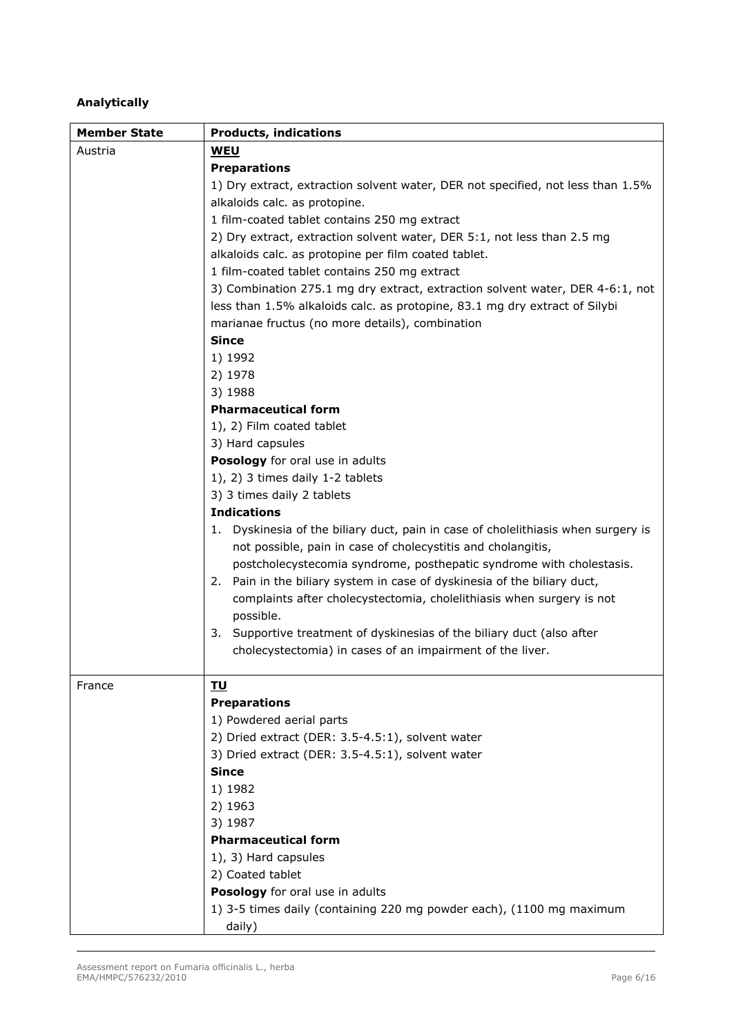**Analytically**

| Member State | Products, indications |
|---|---|
| Austria | **WEU**<br>**Preparations**<br>1) Dry extract, extraction solvent water, DER not specified, not less than 1.5% alkaloids calc. as protopine.<br>1 film-coated tablet contains 250 mg extract<br>2) Dry extract, extraction solvent water, DER 5:1, not less than 2.5 mg alkaloids calc. as protopine per film coated tablet.<br>1 film-coated tablet contains 250 mg extract<br>3) Combination 275.1 mg dry extract, extraction solvent water, DER 4-6:1, not less than 1.5% alkaloids calc. as protopine, 83.1 mg dry extract of Silybi marianae fructus (no more details), combination<br>**Since**<br>1) 1992<br>2) 1978<br>3) 1988<br>**Pharmaceutical form**<br>1), 2) Film coated tablet<br>3) Hard capsules<br>**Posology** for oral use in adults<br>1), 2) 3 times daily 1-2 tablets<br>3) 3 times daily 2 tablets<br>**Indications**<br>1. Dyskinesia of the biliary duct, pain in case of cholelithiasis when surgery is not possible, pain in case of cholecystitis and cholangitis, postcholecystecomia syndrome, posthepatic syndrome with cholestasis.<br>2. Pain in the biliary system in case of dyskinesia of the biliary duct, complaints after cholecystectomia, cholelithiasis when surgery is not possible.<br>3. Supportive treatment of dyskinesias of the biliary duct (also after cholecystectomia) in cases of an impairment of the liver. |
| France | **TU**<br>**Preparations**<br>1) Powdered aerial parts<br>2) Dried extract (DER: 3.5-4.5:1), solvent water<br>3) Dried extract (DER: 3.5-4.5:1), solvent water<br>**Since**<br>1) 1982<br>2) 1963<br>3) 1987<br>**Pharmaceutical form**<br>1), 3) Hard capsules<br>2) Coated tablet<br>**Posology** for oral use in adults<br>1) 3-5 times daily (containing 220 mg powder each), (1100 mg maximum daily) |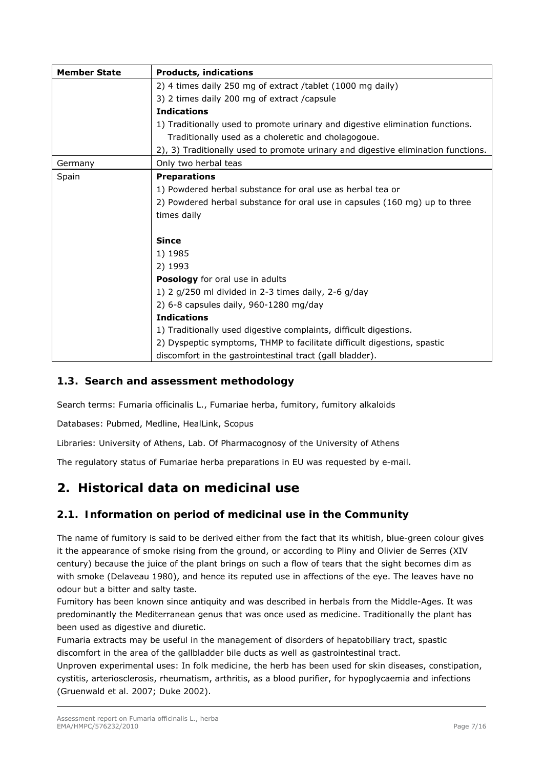| Member State | Products, indications |
| --- | --- |
| | 2) 4 times daily 250 mg of extract /tablet (1000 mg daily)<br>3) 2 times daily 200 mg of extract /capsule<br>**Indications**<br>1) Traditionally used to promote urinary and digestive elimination functions. Traditionally used as a choleretic and cholagogoue.<br>2), 3) Traditionally used to promote urinary and digestive elimination functions. |
| Germany | Only two herbal teas |
| Spain | **Preparations**<br>1) Powdered herbal substance for oral use as herbal tea or<br>2) Powdered herbal substance for oral use in capsules (160 mg) up to three times daily<br><br>**Since**<br>1) 1985<br>2) 1993<br>**Posology** for oral use in adults<br>1) 2 g/250 ml divided in 2-3 times daily, 2-6 g/day<br>2) 6-8 capsules daily, 960-1280 mg/day<br>**Indications**<br>1) Traditionally used digestive complaints, difficult digestions.<br>2) Dyspeptic symptoms, THMP to facilitate difficult digestions, spastic discomfort in the gastrointestinal tract (gall bladder). |

### 1.3. Search and assessment methodology

Search terms: Fumaria officinalis L., Fumariae herba, fumitory, fumitory alkaloids

Databases: Pubmed, Medline, HealLink, Scopus

Libraries: University of Athens, Lab. Of Pharmacognosy of the University of Athens

The regulatory status of Fumariae herba preparations in EU was requested by e-mail.

## 2. Historical data on medicinal use

### 2.1. Information on period of medicinal use in the Community

The name of fumitory is said to be derived either from the fact that its whitish, blue-green colour gives it the appearance of smoke rising from the ground, or according to Pliny and Olivier de Serres (XIV century) because the juice of the plant brings on such a flow of tears that the sight becomes dim as with smoke (Delaveau 1980), and hence its reputed use in affections of the eye. The leaves have no odour but a bitter and salty taste.

Fumitory has been known since antiquity and was described in herbals from the Middle-Ages. It was predominantly the Mediterranean genus that was once used as medicine. Traditionally the plant has been used as digestive and diuretic.

Fumaria extracts may be useful in the management of disorders of hepatobiliary tract, spastic discomfort in the area of the gallbladder bile ducts as well as gastrointestinal tract.

Unproven experimental uses: In folk medicine, the herb has been used for skin diseases, constipation, cystitis, arteriosclerosis, rheumatism, arthritis, as a blood purifier, for hypoglycaemia and infections (Gruenwald et al. 2007; Duke 2002).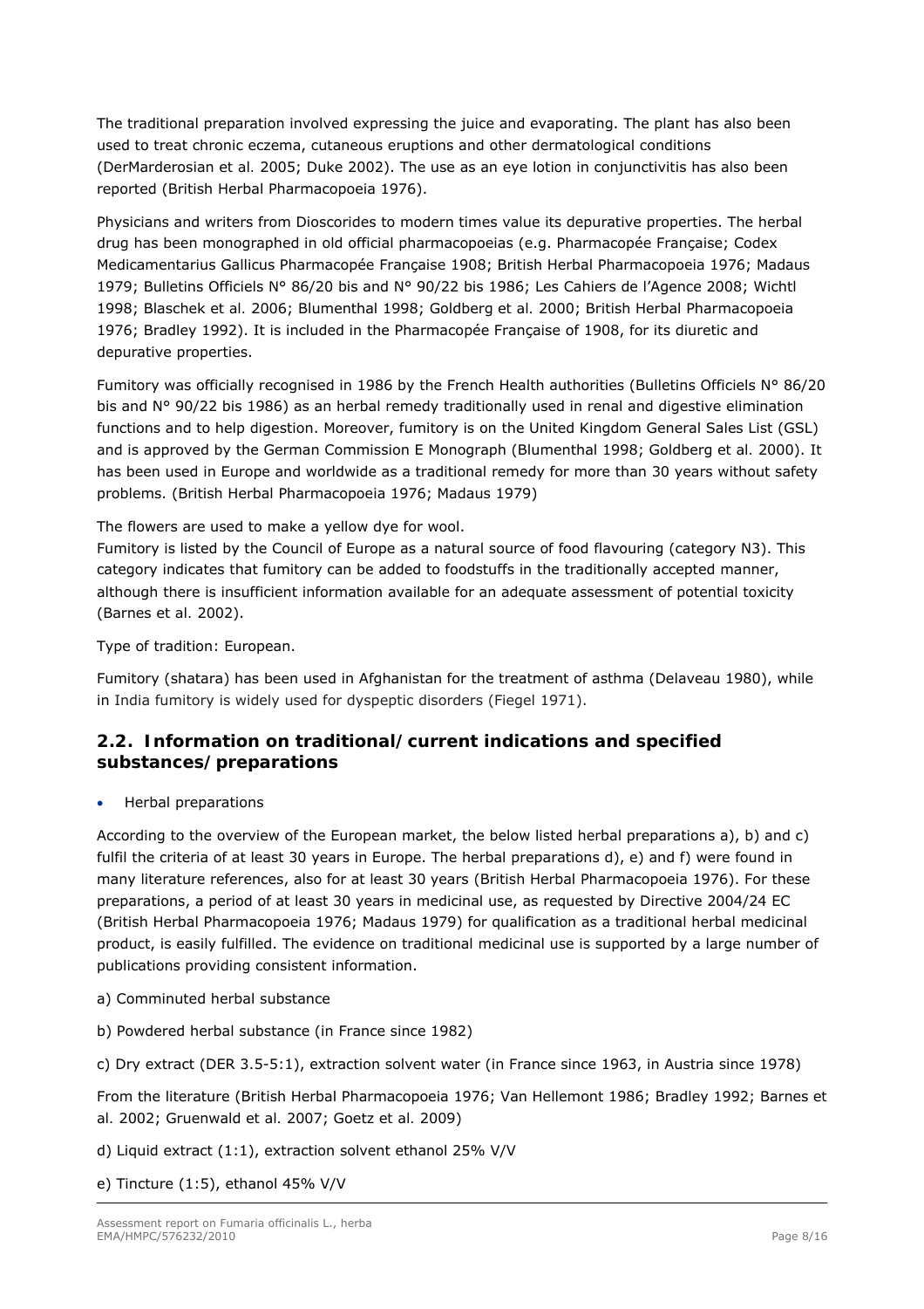The traditional preparation involved expressing the juice and evaporating. The plant has also been used to treat chronic eczema, cutaneous eruptions and other dermatological conditions (DerMarderosian *et al.* 2005; Duke 2002). The use as an eye lotion in conjunctivitis has also been reported (British Herbal Pharmacopoeia 1976).

Physicians and writers from Dioscorides to modern times value its depurative properties. The herbal drug has been monographed in old official pharmacopoeias (e.g. Pharmacopée Française; Codex Medicamentarius Gallicus Pharmacopée Française 1908; British Herbal Pharmacopoeia 1976; Madaus 1979; Bulletins Officiels N° 86/20 bis and N° 90/22 bis 1986; Les Cahiers de l'Agence 2008; Wichtl 1998; Blaschek *et al.* 2006; Blumenthal 1998; Goldberg *et al.* 2000; British Herbal Pharmacopoeia 1976; Bradley 1992). It is included in the Pharmacopée Française of 1908, for its diuretic and depurative properties.

Fumitory was officially recognised in 1986 by the French Health authorities (Bulletins Officiels N° 86/20 bis and N° 90/22 bis 1986) as an herbal remedy traditionally used in renal and digestive elimination functions and to help digestion. Moreover, fumitory is on the United Kingdom General Sales List (GSL) and is approved by the German Commission E Monograph (Blumenthal 1998; Goldberg *et al.* 2000). It has been used in Europe and worldwide as a traditional remedy for more than 30 years without safety problems. (British Herbal Pharmacopoeia 1976; Madaus 1979)

The flowers are used to make a yellow dye for wool.
Fumitory is listed by the Council of Europe as a natural source of food flavouring (category N3). This category indicates that fumitory can be added to foodstuffs in the traditionally accepted manner, although there is insufficient information available for an adequate assessment of potential toxicity (Barnes *et al.* 2002).

Type of tradition: European.

Fumitory (shatara) has been used in Afghanistan for the treatment of asthma (Delaveau 1980), while in India fumitory is widely used for dyspeptic disorders (Fiegel 1971).

## 2.2. Information on traditional/current indications and specified substances/preparations

- Herbal preparations

According to the overview of the European market, the below listed herbal preparations a), b) and c) fulfil the criteria of at least 30 years in Europe. The herbal preparations d), e) and f) were found in many literature references, also for at least 30 years (British Herbal Pharmacopoeia 1976). For these preparations, a period of at least 30 years in medicinal use, as requested by Directive 2004/24 EC (British Herbal Pharmacopoeia 1976; Madaus 1979) for qualification as a traditional herbal medicinal product, is easily fulfilled. The evidence on traditional medicinal use is supported by a large number of publications providing consistent information.

a) Comminuted herbal substance

b) Powdered herbal substance (in France since 1982)

c) Dry extract (DER 3.5-5:1), extraction solvent water (in France since 1963, in Austria since 1978)

From the literature (British Herbal Pharmacopoeia 1976; Van Hellemont 1986; Bradley 1992; Barnes *et al.* 2002; Gruenwald *et al.* 2007; Goetz *et al.* 2009)

d) Liquid extract (1:1), extraction solvent ethanol 25% V/V

e) Tincture (1:5), ethanol 45% V/V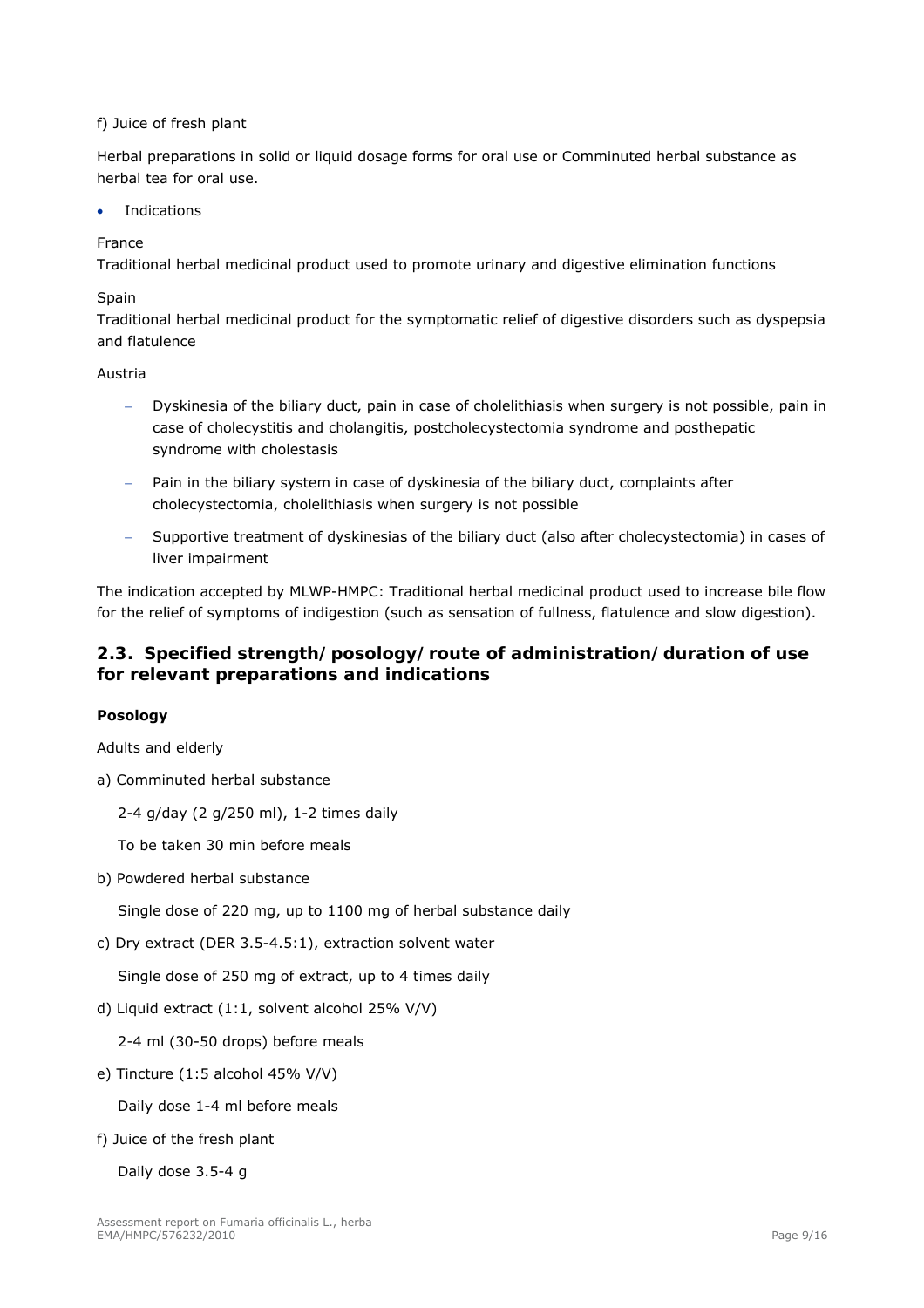f) Juice of fresh plant

Herbal preparations in solid or liquid dosage forms for oral use or Comminuted herbal substance as herbal tea for oral use.

- Indications

France

Traditional herbal medicinal product used to promote urinary and digestive elimination functions

Spain

Traditional herbal medicinal product for the symptomatic relief of digestive disorders such as dyspepsia and flatulence

Austria

- Dyskinesia of the biliary duct, pain in case of cholelithiasis when surgery is not possible, pain in case of cholecystitis and cholangitis, postcholecystectomia syndrome and posthepatic syndrome with cholestasis
- Pain in the biliary system in case of dyskinesia of the biliary duct, complaints after cholecystectomia, cholelithiasis when surgery is not possible
- Supportive treatment of dyskinesias of the biliary duct (also after cholecystectomia) in cases of liver impairment

The indication accepted by MLWP-HMPC: Traditional herbal medicinal product used to increase bile flow for the relief of symptoms of indigestion (such as sensation of fullness, flatulence and slow digestion).

## 2.3. Specified strength/posology/route of administration/duration of use for relevant preparations and indications

**Posology**

Adults and elderly

a) Comminuted herbal substance

2-4 g/day (2 g/250 ml), 1-2 times daily

To be taken 30 min before meals

b) Powdered herbal substance

Single dose of 220 mg, up to 1100 mg of herbal substance daily

c) Dry extract (DER 3.5-4.5:1), extraction solvent water

Single dose of 250 mg of extract, up to 4 times daily

d) Liquid extract (1:1, solvent alcohol 25% V/V)

2-4 ml (30-50 drops) before meals

e) Tincture (1:5 alcohol 45% V/V)

Daily dose 1-4 ml before meals

f) Juice of the fresh plant

Daily dose 3.5-4 g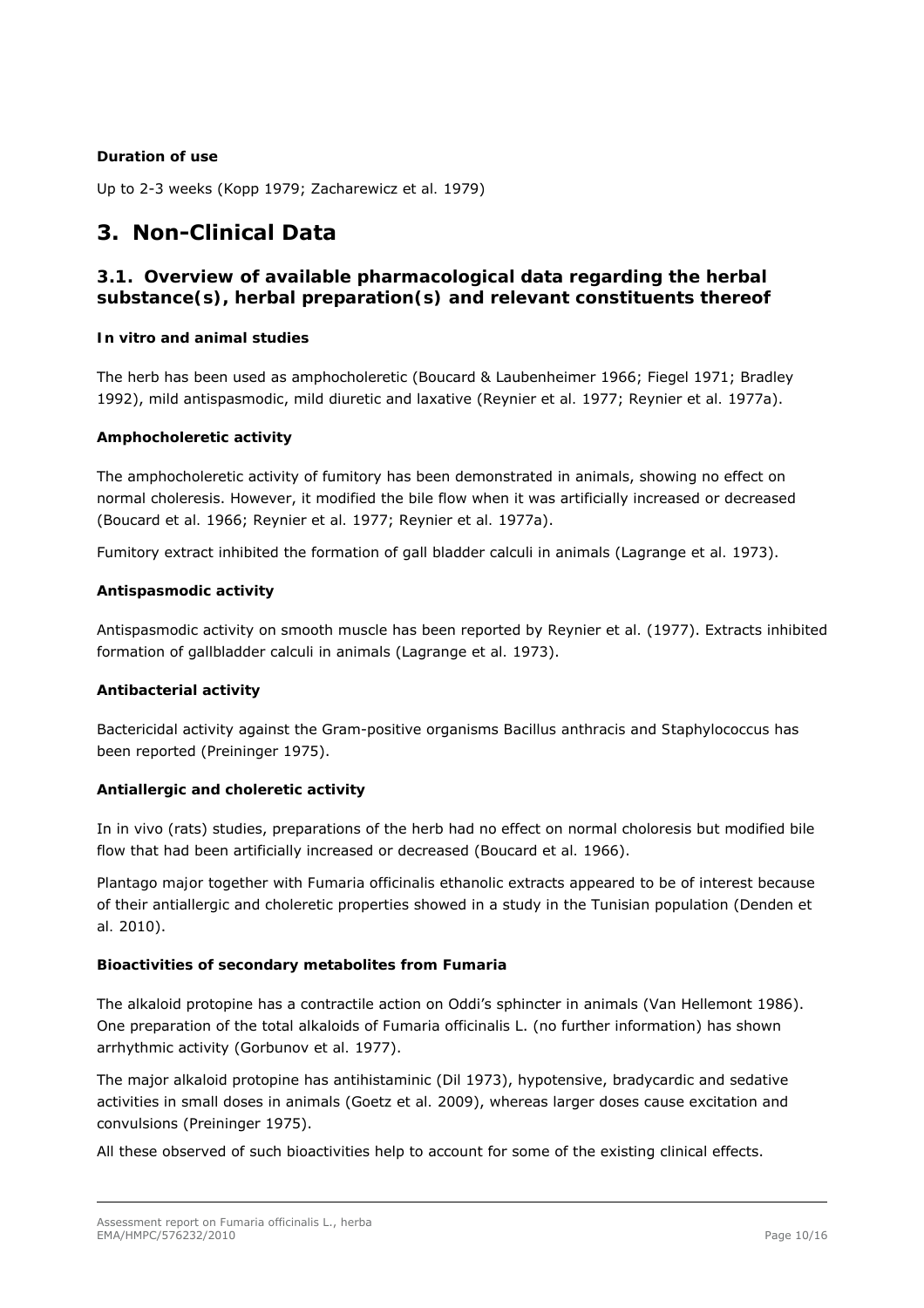**Duration of use**

Up to 2-3 weeks (Kopp 1979; Zacharewicz et al. 1979)

# 3. Non-Clinical Data

## 3.1. Overview of available pharmacological data regarding the herbal substance(s), herbal preparation(s) and relevant constituents thereof

**In vitro and animal studies**

The herb has been used as amphocholeretic (Boucard & Laubenheimer 1966; Fiegel 1971; Bradley 1992), mild antispasmodic, mild diuretic and laxative (Reynier et al. 1977; Reynier et al. 1977a).

**Amphocholeretic activity**

The amphocholeretic activity of fumitory has been demonstrated in animals, showing no effect on normal choleresis. However, it modified the bile flow when it was artificially increased or decreased (Boucard et al. 1966; Reynier et al. 1977; Reynier et al. 1977a).

Fumitory extract inhibited the formation of gall bladder calculi in animals (Lagrange et al. 1973).

**Antispasmodic activity**

Antispasmodic activity on smooth muscle has been reported by Reynier et al. (1977). Extracts inhibited formation of gallbladder calculi in animals (Lagrange et al. 1973).

**Antibacterial activity**

Bactericidal activity against the Gram-positive organisms Bacillus anthracis and Staphylococcus has been reported (Preininger 1975).

**Antiallergic and choleretic activity**

In in vivo (rats) studies, preparations of the herb had no effect on normal choloresis but modified bile flow that had been artificially increased or decreased (Boucard et al. 1966).

Plantago major together with Fumaria officinalis ethanolic extracts appeared to be of interest because of their antiallergic and choleretic properties showed in a study in the Tunisian population (Denden et al. 2010).

**Bioactivities of secondary metabolites from Fumaria**

The alkaloid protopine has a contractile action on Oddi's sphincter in animals (Van Hellemont 1986). One preparation of the total alkaloids of Fumaria officinalis L. (no further information) has shown arrhythmic activity (Gorbunov et al. 1977).

The major alkaloid protopine has antihistaminic (Dil 1973), hypotensive, bradycardic and sedative activities in small doses in animals (Goetz et al. 2009), whereas larger doses cause excitation and convulsions (Preininger 1975).

All these observed of such bioactivities help to account for some of the existing clinical effects.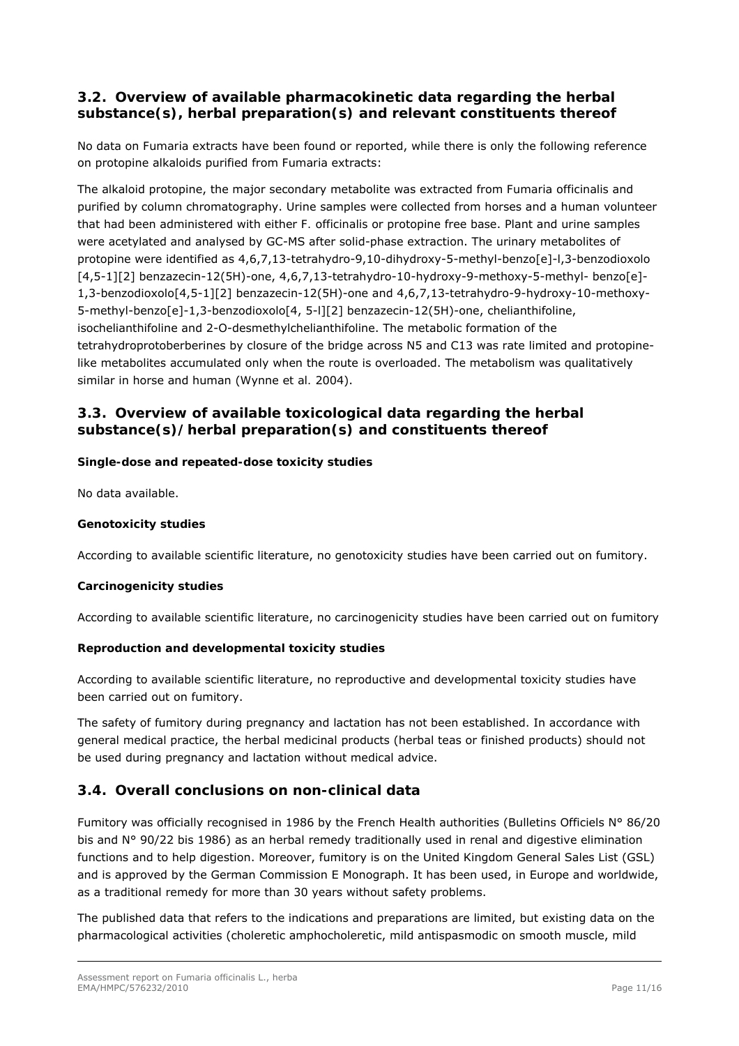## 3.2. Overview of available pharmacokinetic data regarding the herbal substance(s), herbal preparation(s) and relevant constituents thereof

No data on Fumaria extracts have been found or reported, while there is only the following reference on protopine alkaloids purified from Fumaria extracts:

The alkaloid protopine, the major secondary metabolite was extracted from Fumaria officinalis and purified by column chromatography. Urine samples were collected from horses and a human volunteer that had been administered with either *F. officinalis* or protopine free base. Plant and urine samples were acetylated and analysed by GC-MS after solid-phase extraction. The urinary metabolites of protopine were identified as 4,6,7,13-tetrahydro-9,10-dihydroxy-5-methyl-benzo[e]-l,3-benzodioxolo [4,5-1][2] benzazecin-12(5H)-one, 4,6,7,13-tetrahydro-10-hydroxy-9-methoxy-5-methyl- benzo[e]-1,3-benzodioxolo[4,5-1][2] benzazecin-12(5H)-one and 4,6,7,13-tetrahydro-9-hydroxy-10-methoxy-5-methyl-benzo[e]-1,3-benzodioxolo[4, 5-l][2] benzazecin-12(5H)-one, chelianthifoline, isochelianthifoline and 2-O-desmethylchelianthifoline. The metabolic formation of the tetrahydroprotoberberines by closure of the bridge across N5 and C13 was rate limited and protopine-like metabolites accumulated only when the route is overloaded. The metabolism was qualitatively similar in horse and human (Wynne *et al.* 2004).

## 3.3. Overview of available toxicological data regarding the herbal substance(s)/herbal preparation(s) and constituents thereof

**Single-dose and repeated-dose toxicity studies**

No data available.

**Genotoxicity studies**

According to available scientific literature, no genotoxicity studies have been carried out on fumitory.

**Carcinogenicity studies**

According to available scientific literature, no carcinogenicity studies have been carried out on fumitory

**Reproduction and developmental toxicity studies**

According to available scientific literature, no reproductive and developmental toxicity studies have been carried out on fumitory.

The safety of fumitory during pregnancy and lactation has not been established. In accordance with general medical practice, the herbal medicinal products (herbal teas or finished products) should not be used during pregnancy and lactation without medical advice.

## 3.4. Overall conclusions on non-clinical data

Fumitory was officially recognised in 1986 by the French Health authorities (Bulletins Officiels N° 86/20 bis and N° 90/22 bis 1986) as an herbal remedy traditionally used in renal and digestive elimination functions and to help digestion. Moreover, fumitory is on the United Kingdom General Sales List (GSL) and is approved by the German Commission E Monograph. It has been used, in Europe and worldwide, as a traditional remedy for more than 30 years without safety problems.

The published data that refers to the indications and preparations are limited, but existing data on the pharmacological activities (choleretic amphocholeretic, mild antispasmodic on smooth muscle, mild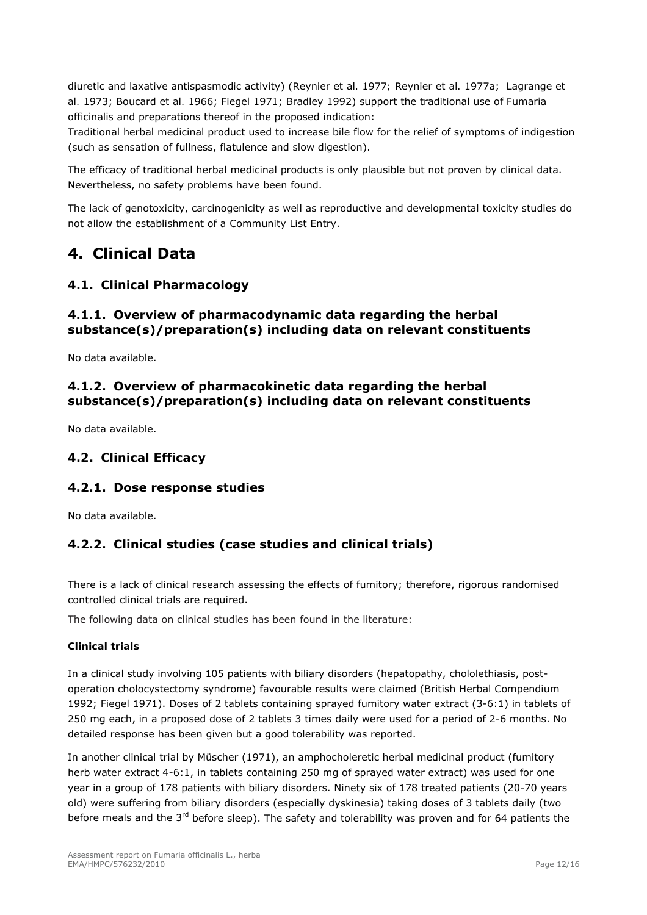diuretic and laxative antispasmodic activity) (Reynier et al. 1977; Reynier et al. 1977a; Lagrange et al. 1973; Boucard et al. 1966; Fiegel 1971; Bradley 1992) support the traditional use of Fumaria officinalis and preparations thereof in the proposed indication:

Traditional herbal medicinal product used to increase bile flow for the relief of symptoms of indigestion (such as sensation of fullness, flatulence and slow digestion).

The efficacy of traditional herbal medicinal products is only plausible but not proven by clinical data. Nevertheless, no safety problems have been found.

The lack of genotoxicity, carcinogenicity as well as reproductive and developmental toxicity studies do not allow the establishment of a Community List Entry.

# 4. Clinical Data

## 4.1. Clinical Pharmacology

### 4.1.1. Overview of pharmacodynamic data regarding the herbal substance(s)/preparation(s) including data on relevant constituents

No data available.

### 4.1.2. Overview of pharmacokinetic data regarding the herbal substance(s)/preparation(s) including data on relevant constituents

No data available.

## 4.2. Clinical Efficacy

### 4.2.1. Dose response studies

No data available.

### 4.2.2. Clinical studies (case studies and clinical trials)

There is a lack of clinical research assessing the effects of fumitory; therefore, rigorous randomised controlled clinical trials are required.

The following data on clinical studies has been found in the literature:

**Clinical trials**

In a clinical study involving 105 patients with biliary disorders (hepatopathy, chololethiasis, post-operation cholocystectomy syndrome) favourable results were claimed (British Herbal Compendium 1992; Fiegel 1971). Doses of 2 tablets containing sprayed fumitory water extract (3-6:1) in tablets of 250 mg each, in a proposed dose of 2 tablets 3 times daily were used for a period of 2-6 months. No detailed response has been given but a good tolerability was reported.

In another clinical trial by Müscher (1971), an amphocholeretic herbal medicinal product (fumitory herb water extract 4-6:1, in tablets containing 250 mg of sprayed water extract) was used for one year in a group of 178 patients with biliary disorders. Ninety six of 178 treated patients (20-70 years old) were suffering from biliary disorders (especially dyskinesia) taking doses of 3 tablets daily (two before meals and the 3rd before sleep). The safety and tolerability was proven and for 64 patients the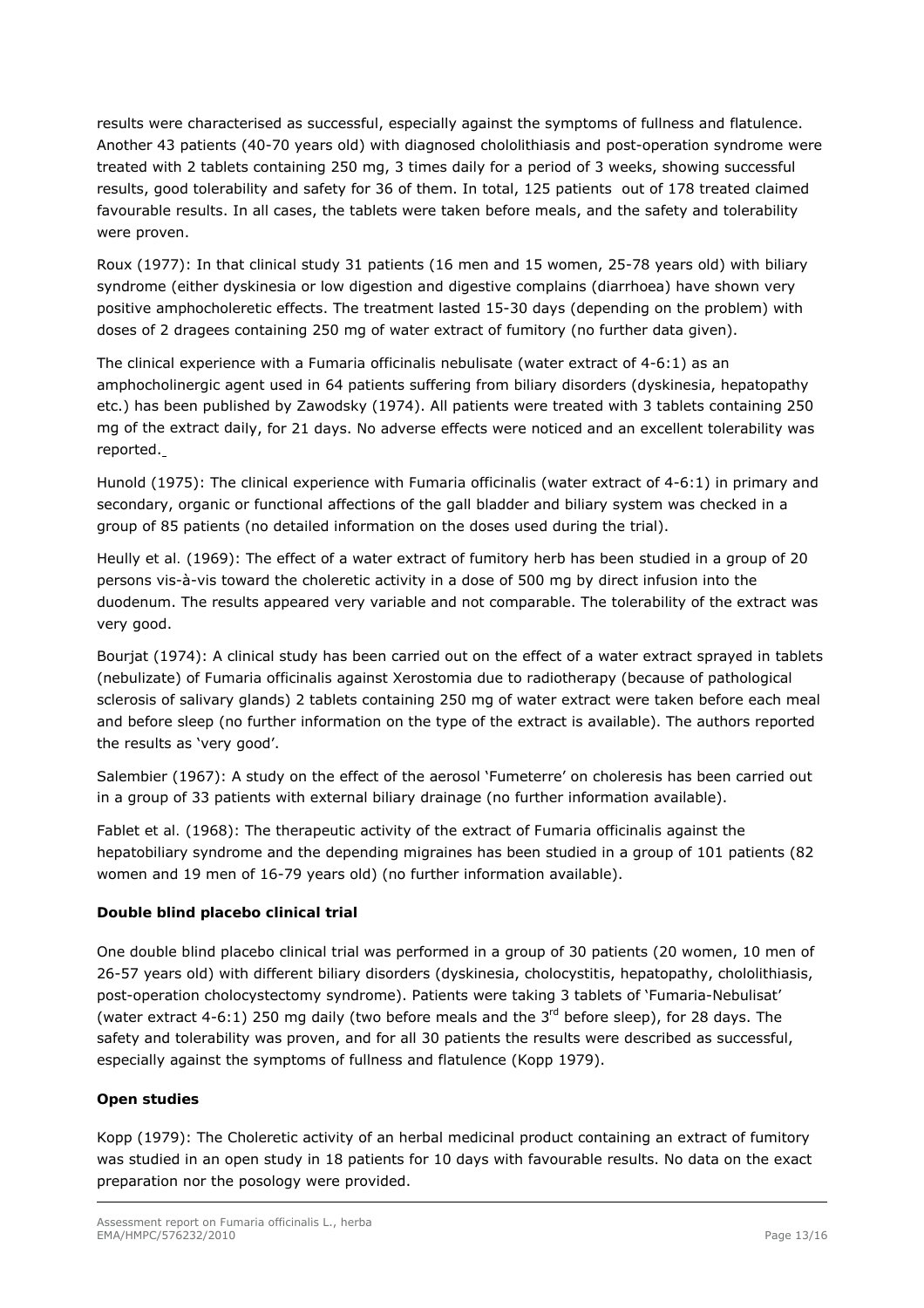results were characterised as successful, especially against the symptoms of fullness and flatulence. Another 43 patients (40-70 years old) with diagnosed chololithiasis and post-operation syndrome were treated with 2 tablets containing 250 mg, 3 times daily for a period of 3 weeks, showing successful results, good tolerability and safety for 36 of them. In total, 125 patients out of 178 treated claimed favourable results. In all cases, the tablets were taken before meals, and the safety and tolerability were proven.

Roux (1977): In that clinical study 31 patients (16 men and 15 women, 25-78 years old) with biliary syndrome (either dyskinesia or low digestion and digestive complains (diarrhoea) have shown very positive amphocholeretic effects. The treatment lasted 15-30 days (depending on the problem) with doses of 2 dragees containing 250 mg of water extract of fumitory (no further data given).

The clinical experience with a Fumaria officinalis nebulisate (water extract of 4-6:1) as an amphocholinergic agent used in 64 patients suffering from biliary disorders (dyskinesia, hepatopathy etc.) has been published by Zawodsky (1974). All patients were treated with 3 tablets containing 250 mg of the extract daily, for 21 days. No adverse effects were noticed and an excellent tolerability was reported.

Hunold (1975): The clinical experience with Fumaria officinalis (water extract of 4-6:1) in primary and secondary, organic or functional affections of the gall bladder and biliary system was checked in a group of 85 patients (no detailed information on the doses used during the trial).

Heully et al. (1969): The effect of a water extract of fumitory herb has been studied in a group of 20 persons vis-à-vis toward the choleretic activity in a dose of 500 mg by direct infusion into the duodenum. The results appeared very variable and not comparable. The tolerability of the extract was very good.

Bourjat (1974): A clinical study has been carried out on the effect of a water extract sprayed in tablets (nebulizate) of Fumaria officinalis against Xerostomia due to radiotherapy (because of pathological sclerosis of salivary glands) 2 tablets containing 250 mg of water extract were taken before each meal and before sleep (no further information on the type of the extract is available). The authors reported the results as 'very good'.

Salembier (1967): A study on the effect of the aerosol 'Fumeterre' on choleresis has been carried out in a group of 33 patients with external biliary drainage (no further information available).

Fablet et al. (1968): The therapeutic activity of the extract of Fumaria officinalis against the hepatobiliary syndrome and the depending migraines has been studied in a group of 101 patients (82 women and 19 men of 16-79 years old) (no further information available).

**Double blind placebo clinical trial**

One double blind placebo clinical trial was performed in a group of 30 patients (20 women, 10 men of 26-57 years old) with different biliary disorders (dyskinesia, cholocystitis, hepatopathy, chololithiasis, post-operation cholocystectomy syndrome). Patients were taking 3 tablets of 'Fumaria-Nebulisat' (water extract 4-6:1) 250 mg daily (two before meals and the 3rd before sleep), for 28 days. The safety and tolerability was proven, and for all 30 patients the results were described as successful, especially against the symptoms of fullness and flatulence (Kopp 1979).

**Open studies**

Kopp (1979): The Choleretic activity of an herbal medicinal product containing an extract of fumitory was studied in an open study in 18 patients for 10 days with favourable results. No data on the exact preparation nor the posology were provided.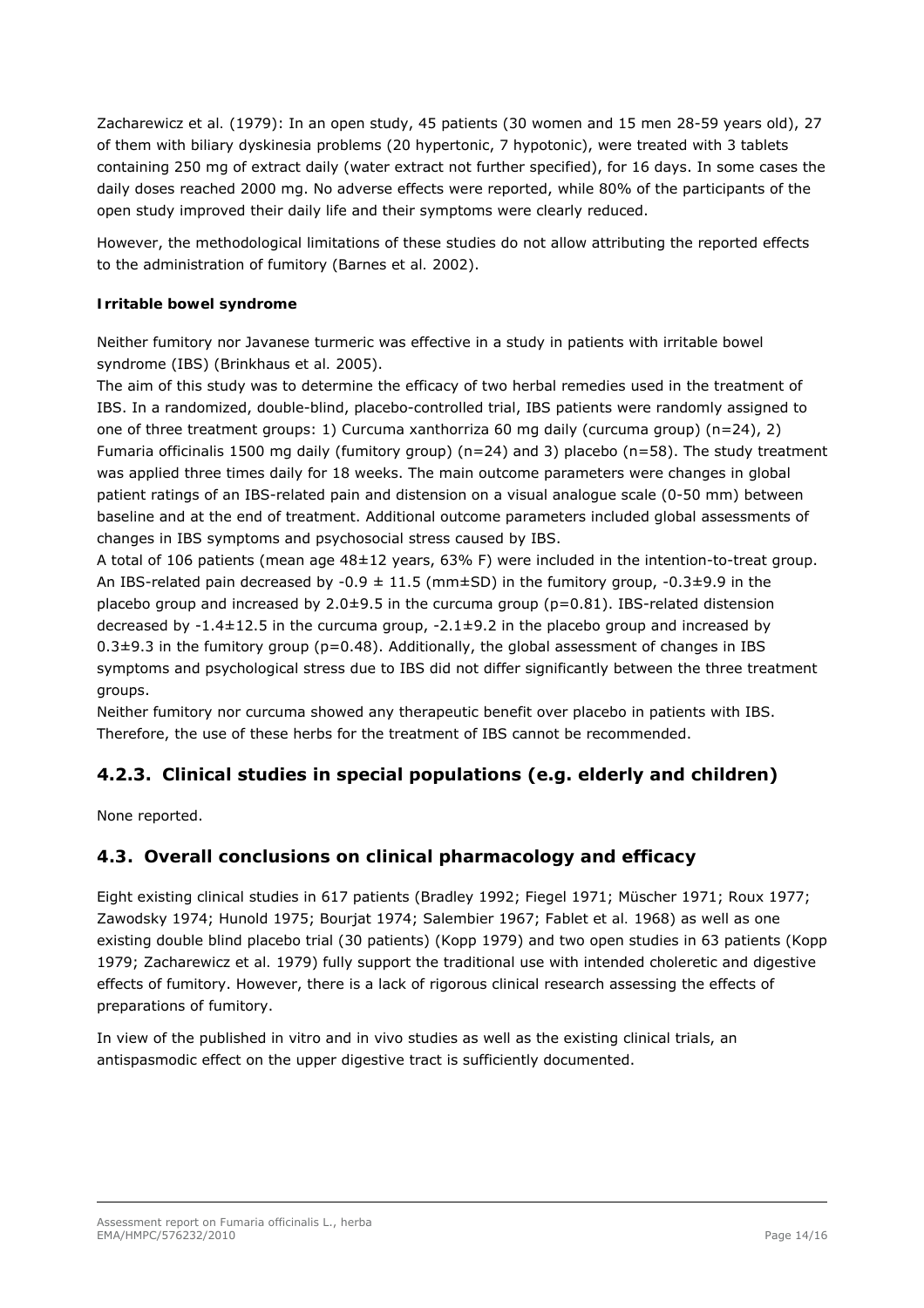Zacharewicz et al. (1979): In an open study, 45 patients (30 women and 15 men 28-59 years old), 27 of them with biliary dyskinesia problems (20 hypertonic, 7 hypotonic), were treated with 3 tablets containing 250 mg of extract daily (water extract not further specified), for 16 days. In some cases the daily doses reached 2000 mg. No adverse effects were reported, while 80% of the participants of the open study improved their daily life and their symptoms were clearly reduced.

However, the methodological limitations of these studies do not allow attributing the reported effects to the administration of fumitory (Barnes et al. 2002).

**Irritable bowel syndrome**

Neither fumitory nor Javanese turmeric was effective in a study in patients with irritable bowel syndrome (IBS) (Brinkhaus et al. 2005).

The aim of this study was to determine the efficacy of two herbal remedies used in the treatment of IBS. In a randomized, double-blind, placebo-controlled trial, IBS patients were randomly assigned to one of three treatment groups: 1) Curcuma xanthorriza 60 mg daily (curcuma group) (n=24), 2) Fumaria officinalis 1500 mg daily (fumitory group) (n=24) and 3) placebo (n=58). The study treatment was applied three times daily for 18 weeks. The main outcome parameters were changes in global patient ratings of an IBS-related pain and distension on a visual analogue scale (0-50 mm) between baseline and at the end of treatment. Additional outcome parameters included global assessments of changes in IBS symptoms and psychosocial stress caused by IBS.

A total of 106 patients (mean age 48±12 years, 63% F) were included in the intention-to-treat group. An IBS-related pain decreased by -0.9 ± 11.5 (mm±SD) in the fumitory group, -0.3±9.9 in the placebo group and increased by 2.0±9.5 in the curcuma group (p=0.81). IBS-related distension decreased by -1.4±12.5 in the curcuma group, -2.1±9.2 in the placebo group and increased by 0.3±9.3 in the fumitory group (p=0.48). Additionally, the global assessment of changes in IBS symptoms and psychological stress due to IBS did not differ significantly between the three treatment groups.

Neither fumitory nor curcuma showed any therapeutic benefit over placebo in patients with IBS. Therefore, the use of these herbs for the treatment of IBS cannot be recommended.

## 4.2.3. Clinical studies in special populations (e.g. elderly and children)

None reported.

## 4.3. Overall conclusions on clinical pharmacology and efficacy

Eight existing clinical studies in 617 patients (Bradley 1992; Fiegel 1971; Müscher 1971; Roux 1977; Zawodsky 1974; Hunold 1975; Bourjat 1974; Salembier 1967; Fablet et al. 1968) as well as one existing double blind placebo trial (30 patients) (Kopp 1979) and two open studies in 63 patients (Kopp 1979; Zacharewicz et al. 1979) fully support the traditional use with intended choleretic and digestive effects of fumitory. However, there is a lack of rigorous clinical research assessing the effects of preparations of fumitory.

In view of the published in vitro and in vivo studies as well as the existing clinical trials, an antispasmodic effect on the upper digestive tract is sufficiently documented.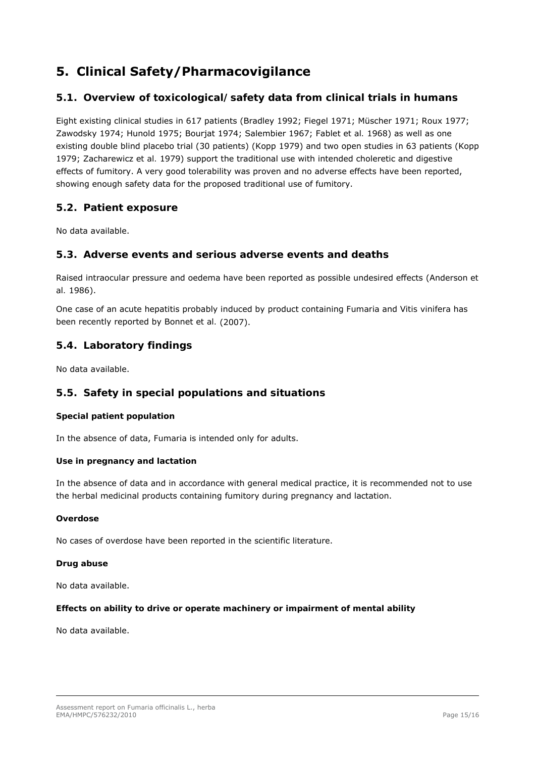# 5. Clinical Safety/Pharmacovigilance

## 5.1. Overview of toxicological/ safety data from clinical trials in humans

Eight existing clinical studies in 617 patients (Bradley 1992; Fiegel 1971; Müscher 1971; Roux 1977; Zawodsky 1974; Hunold 1975; Bourjat 1974; Salembier 1967; Fablet et al. 1968) as well as one existing double blind placebo trial (30 patients) (Kopp 1979) and two open studies in 63 patients (Kopp 1979; Zacharewicz et al. 1979) support the traditional use with intended choleretic and digestive effects of fumitory. A very good tolerability was proven and no adverse effects have been reported, showing enough safety data for the proposed traditional use of fumitory.

## 5.2. Patient exposure

No data available.

## 5.3. Adverse events and serious adverse events and deaths

Raised intraocular pressure and oedema have been reported as possible undesired effects (Anderson et al. 1986).

One case of an acute hepatitis probably induced by product containing Fumaria and Vitis vinifera has been recently reported by Bonnet et al. (2007).

## 5.4. Laboratory findings

No data available.

## 5.5. Safety in special populations and situations

**Special patient population**

In the absence of data, Fumaria is intended only for adults.

**Use in pregnancy and lactation**

In the absence of data and in accordance with general medical practice, it is recommended not to use the herbal medicinal products containing fumitory during pregnancy and lactation.

**Overdose**

No cases of overdose have been reported in the scientific literature.

**Drug abuse**

No data available.

**Effects on ability to drive or operate machinery or impairment of mental ability**

No data available.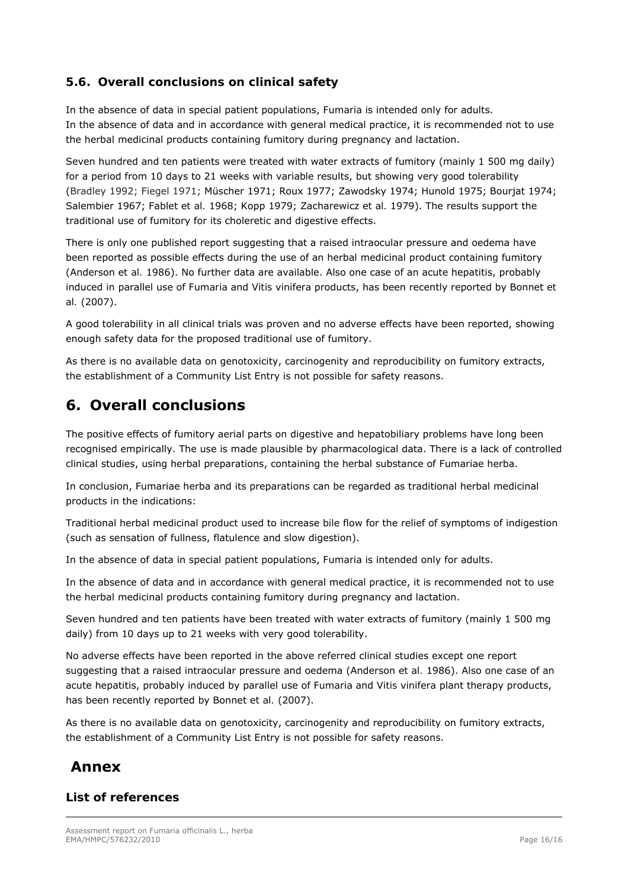### 5.6. Overall conclusions on clinical safety

In the absence of data in special patient populations, Fumaria is intended only for adults.
In the absence of data and in accordance with general medical practice, it is recommended not to use the herbal medicinal products containing fumitory during pregnancy and lactation.

Seven hundred and ten patients were treated with water extracts of fumitory (mainly 1 500 mg daily) for a period from 10 days to 21 weeks with variable results, but showing very good tolerability (Bradley 1992; Fiegel 1971; Müscher 1971; Roux 1977; Zawodsky 1974; Hunold 1975; Bourjat 1974; Salembier 1967; Fablet et al. 1968; Kopp 1979; Zacharewicz et al. 1979). The results support the traditional use of fumitory for its choleretic and digestive effects.

There is only one published report suggesting that a raised intraocular pressure and oedema have been reported as possible effects during the use of an herbal medicinal product containing fumitory (Anderson et al. 1986). No further data are available. Also one case of an acute hepatitis, probably induced in parallel use of Fumaria and Vitis vinifera products, has been recently reported by Bonnet et al. (2007).

A good tolerability in all clinical trials was proven and no adverse effects have been reported, showing enough safety data for the proposed traditional use of fumitory.

As there is no available data on genotoxicity, carcinogenity and reproducibility on fumitory extracts, the establishment of a Community List Entry is not possible for safety reasons.

## 6. Overall conclusions

The positive effects of fumitory aerial parts on digestive and hepatobiliary problems have long been recognised empirically. The use is made plausible by pharmacological data. There is a lack of controlled clinical studies, using herbal preparations, containing the herbal substance of Fumariae herba.

In conclusion, Fumariae herba and its preparations can be regarded as traditional herbal medicinal products in the indications:

Traditional herbal medicinal product used to increase bile flow for the relief of symptoms of indigestion (such as sensation of fullness, flatulence and slow digestion).

In the absence of data in special patient populations, Fumaria is intended only for adults.

In the absence of data and in accordance with general medical practice, it is recommended not to use the herbal medicinal products containing fumitory during pregnancy and lactation.

Seven hundred and ten patients have been treated with water extracts of fumitory (mainly 1 500 mg daily) from 10 days up to 21 weeks with very good tolerability.

No adverse effects have been reported in the above referred clinical studies except one report suggesting that a raised intraocular pressure and oedema (Anderson et al. 1986). Also one case of an acute hepatitis, probably induced by parallel use of Fumaria and Vitis vinifera plant therapy products, has been recently reported by Bonnet et al. (2007).

As there is no available data on genotoxicity, carcinogenity and reproducibility on fumitory extracts, the establishment of a Community List Entry is not possible for safety reasons.

## Annex

### List of references